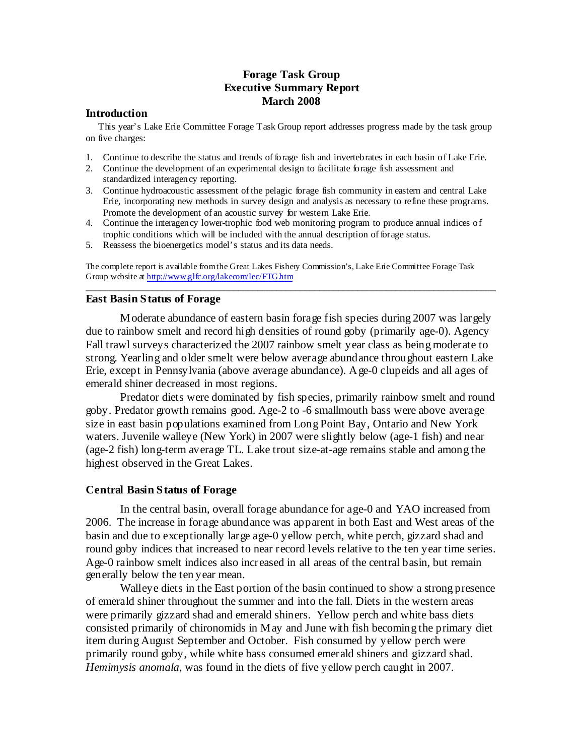# Forage Task Group
# Executive Summary Report
# March 2008

## Introduction

This year's Lake Erie Committee Forage Task Group report addresses progress made by the task group on five charges:

1. Continue to describe the status and trends of forage fish and invertebrates in each basin of Lake Erie.
2. Continue the development of an experimental design to facilitate forage fish assessment and standardized interagency reporting.
3. Continue hydroacoustic assessment of the pelagic forage fish community in eastern and central Lake Erie, incorporating new methods in survey design and analysis as necessary to refine these programs. Promote the development of an acoustic survey for western Lake Erie.
4. Continue the interagency lower-trophic food web monitoring program to produce annual indices of trophic conditions which will be included with the annual description of forage status.
5. Reassess the bioenergetics model's status and its data needs.

The complete report is available from the Great Lakes Fishery Commission's, Lake Erie Committee Forage Task Group website at http://www.glfc.org/lakecom/lec/FTG.htm

---

## East Basin Status of Forage

Moderate abundance of eastern basin forage fish species during 2007 was largely due to rainbow smelt and record high densities of round goby (primarily age-0). Agency Fall trawl surveys characterized the 2007 rainbow smelt year class as being moderate to strong. Yearling and older smelt were below average abundance throughout eastern Lake Erie, except in Pennsylvania (above average abundance). Age-0 clupeids and all ages of emerald shiner decreased in most regions.

Predator diets were dominated by fish species, primarily rainbow smelt and round goby. Predator growth remains good. Age-2 to -6 smallmouth bass were above average size in east basin populations examined from Long Point Bay, Ontario and New York waters. Juvenile walleye (New York) in 2007 were slightly below (age-1 fish) and near (age-2 fish) long-term average TL. Lake trout size-at-age remains stable and among the highest observed in the Great Lakes.

## Central Basin Status of Forage

In the central basin, overall forage abundance for age-0 and YAO increased from 2006. The increase in forage abundance was apparent in both East and West areas of the basin and due to exceptionally large age-0 yellow perch, white perch, gizzard shad and round goby indices that increased to near record levels relative to the ten year time series. Age-0 rainbow smelt indices also increased in all areas of the central basin, but remain generally below the ten year mean.

Walleye diets in the East portion of the basin continued to show a strong presence of emerald shiner throughout the summer and into the fall. Diets in the western areas were primarily gizzard shad and emerald shiners. Yellow perch and white bass diets consisted primarily of chironomids in May and June with fish becoming the primary diet item during August September and October. Fish consumed by yellow perch were primarily round goby, while white bass consumed emerald shiners and gizzard shad. *Hemimysis anomala*, was found in the diets of five yellow perch caught in 2007.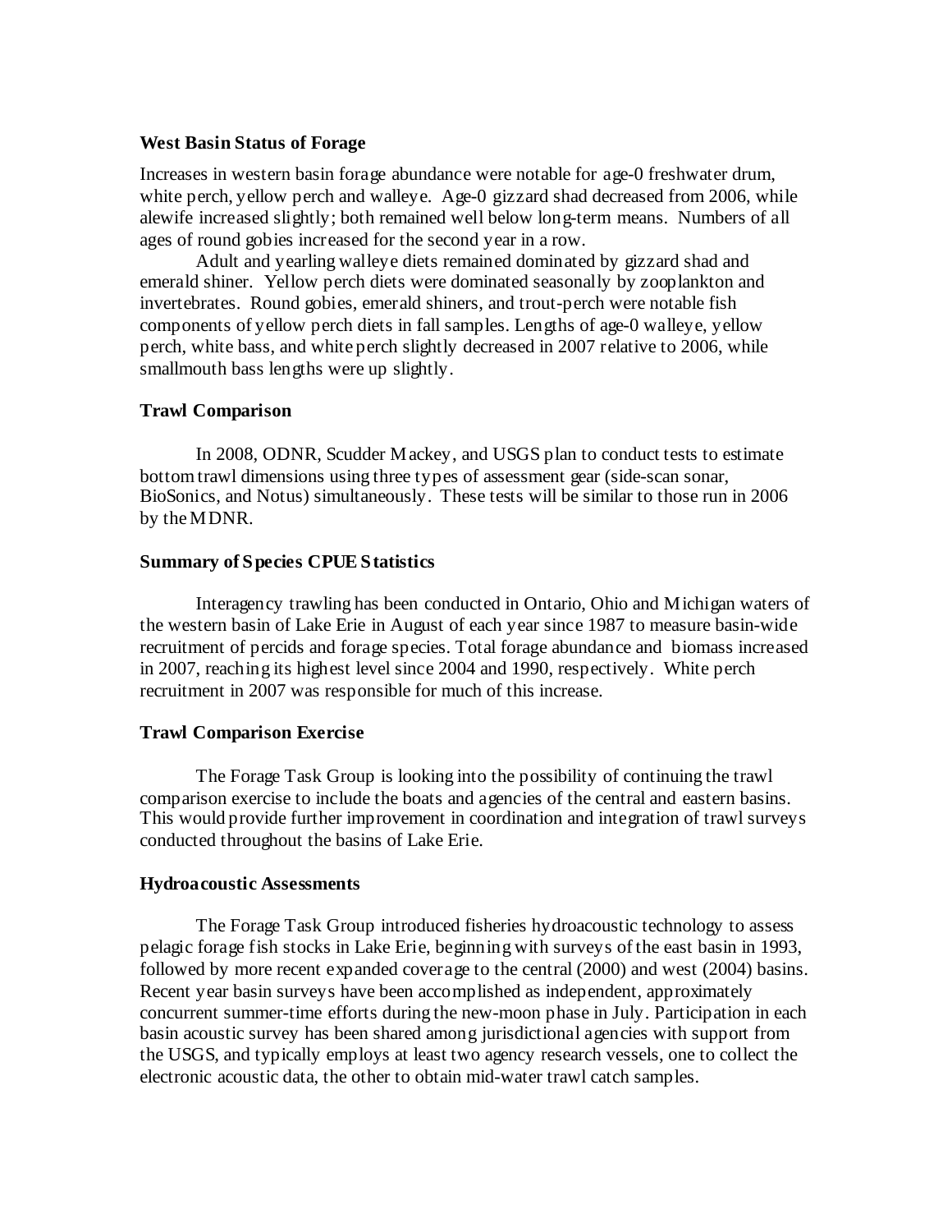### West Basin Status of Forage

Increases in western basin forage abundance were notable for age-0 freshwater drum, white perch, yellow perch and walleye. Age-0 gizzard shad decreased from 2006, while alewife increased slightly; both remained well below long-term means. Numbers of all ages of round gobies increased for the second year in a row.

Adult and yearling walleye diets remained dominated by gizzard shad and emerald shiner. Yellow perch diets were dominated seasonally by zooplankton and invertebrates. Round gobies, emerald shiners, and trout-perch were notable fish components of yellow perch diets in fall samples. Lengths of age-0 walleye, yellow perch, white bass, and white perch slightly decreased in 2007 relative to 2006, while smallmouth bass lengths were up slightly.

### Trawl Comparison

In 2008, ODNR, Scudder Mackey, and USGS plan to conduct tests to estimate bottom trawl dimensions using three types of assessment gear (side-scan sonar, BioSonics, and Notus) simultaneously. These tests will be similar to those run in 2006 by the MDNR.

### Summary of Species CPUE Statistics

Interagency trawling has been conducted in Ontario, Ohio and Michigan waters of the western basin of Lake Erie in August of each year since 1987 to measure basin-wide recruitment of percids and forage species. Total forage abundance and biomass increased in 2007, reaching its highest level since 2004 and 1990, respectively. White perch recruitment in 2007 was responsible for much of this increase.

### Trawl Comparison Exercise

The Forage Task Group is looking into the possibility of continuing the trawl comparison exercise to include the boats and agencies of the central and eastern basins. This would provide further improvement in coordination and integration of trawl surveys conducted throughout the basins of Lake Erie.

### Hydroacoustic Assessments

The Forage Task Group introduced fisheries hydroacoustic technology to assess pelagic forage fish stocks in Lake Erie, beginning with surveys of the east basin in 1993, followed by more recent expanded coverage to the central (2000) and west (2004) basins. Recent year basin surveys have been accomplished as independent, approximately concurrent summer-time efforts during the new-moon phase in July. Participation in each basin acoustic survey has been shared among jurisdictional agencies with support from the USGS, and typically employs at least two agency research vessels, one to collect the electronic acoustic data, the other to obtain mid-water trawl catch samples.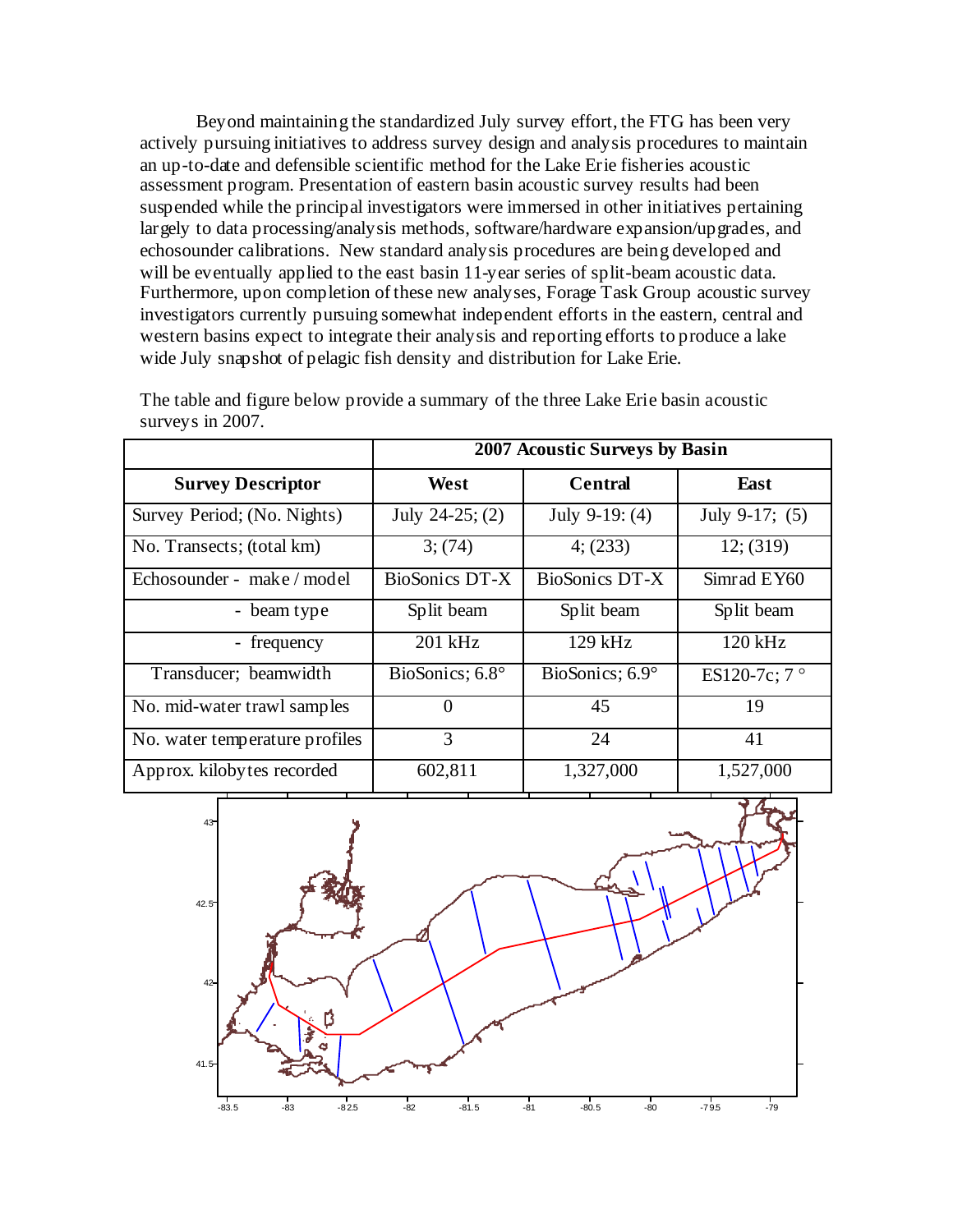Beyond maintaining the standardized July survey effort, the FTG has been very actively pursuing initiatives to address survey design and analysis procedures to maintain an up-to-date and defensible scientific method for the Lake Erie fisheries acoustic assessment program. Presentation of eastern basin acoustic survey results had been suspended while the principal investigators were immersed in other initiatives pertaining largely to data processing/analysis methods, software/hardware expansion/upgrades, and echosounder calibrations. New standard analysis procedures are being developed and will be eventually applied to the east basin 11-year series of split-beam acoustic data. Furthermore, upon completion of these new analyses, Forage Task Group acoustic survey investigators currently pursuing somewhat independent efforts in the eastern, central and western basins expect to integrate their analysis and reporting efforts to produce a lake wide July snapshot of pelagic fish density and distribution for Lake Erie.

The table and figure below provide a summary of the three Lake Erie basin acoustic surveys in 2007.

| | **2007 Acoustic Surveys by Basin** | | |
|---|---|---|---|
| **Survey Descriptor** | **West** | **Central** | **East** |
| Survey Period; (No. Nights) | July 24-25; (2) | July 9-19: (4) | July 9-17; (5) |
| No. Transects; (total km) | 3; (74) | 4; (233) | 12; (319) |
| Echosounder - make / model | BioSonics DT-X | BioSonics DT-X | Simrad EY60 |
| - beam type | Split beam | Split beam | Split beam |
| - frequency | 201 kHz | 129 kHz | 120 kHz |
| Transducer; beamwidth | BioSonics; 6.8° | BioSonics; 6.9° | ES120-7c; 7 ° |
| No. mid-water trawl samples | 0 | 45 | 19 |
| No. water temperature profiles | 3 | 24 | 41 |
| Approx. kilobytes recorded | 602,811 | 1,327,000 | 1,527,000 |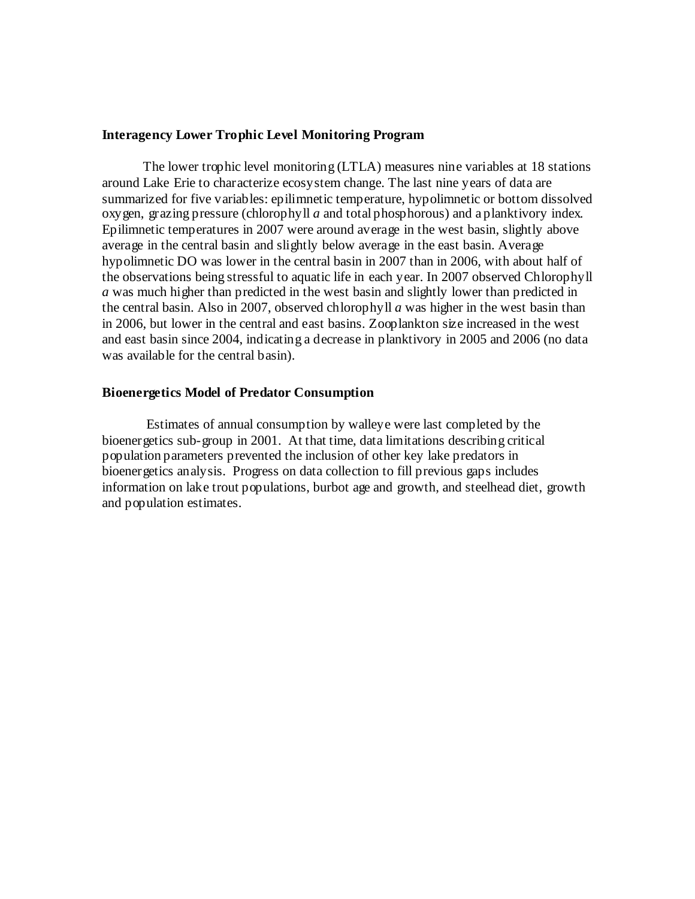**Interagency Lower Trophic Level Monitoring Program**

The lower trophic level monitoring (LTLA) measures nine variables at 18 stations around Lake Erie to characterize ecosystem change. The last nine years of data are summarized for five variables: epilimnetic temperature, hypolimnetic or bottom dissolved oxygen, grazing pressure (chlorophyll *a* and total phosphorous) and a planktivory index. Epilimnetic temperatures in 2007 were around average in the west basin, slightly above average in the central basin and slightly below average in the east basin. Average hypolimnetic DO was lower in the central basin in 2007 than in 2006, with about half of the observations being stressful to aquatic life in each year. In 2007 observed Chlorophyll *a* was much higher than predicted in the west basin and slightly lower than predicted in the central basin. Also in 2007, observed chlorophyll *a* was higher in the west basin than in 2006, but lower in the central and east basins. Zooplankton size increased in the west and east basin since 2004, indicating a decrease in planktivory in 2005 and 2006 (no data was available for the central basin).

**Bioenergetics Model of Predator Consumption**

Estimates of annual consumption by walleye were last completed by the bioenergetics sub-group in 2001. At that time, data limitations describing critical population parameters prevented the inclusion of other key lake predators in bioenergetics analysis. Progress on data collection to fill previous gaps includes information on lake trout populations, burbot age and growth, and steelhead diet, growth and population estimates.